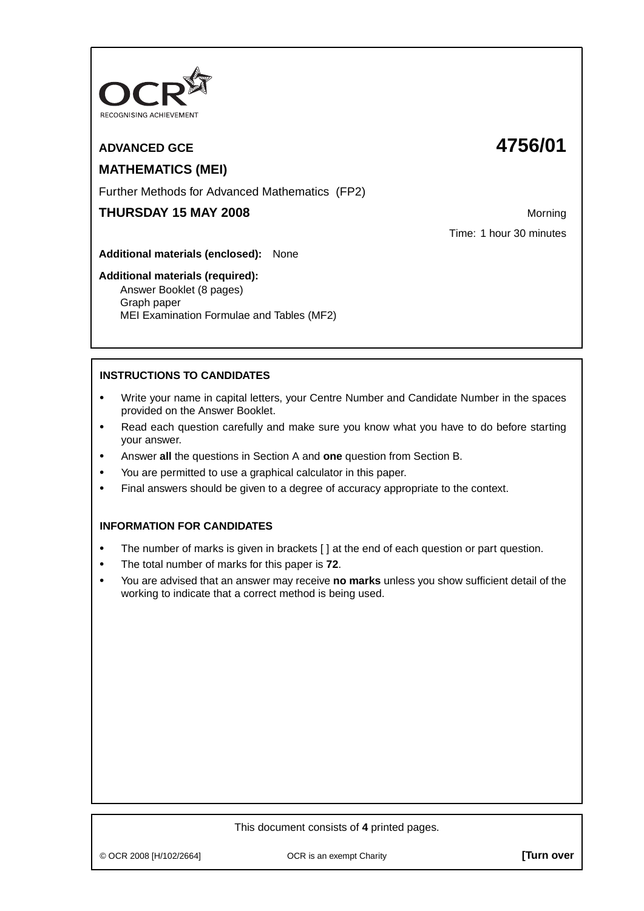OCR
RECOGNISING ACHIEVEMENT

**ADVANCED GCE** **4756/01**

**MATHEMATICS (MEI)**

Further Methods for Advanced Mathematics (FP2)

**THURSDAY 15 MAY 2008** Morning

Time: 1 hour 30 minutes

**Additional materials (enclosed):** None

**Additional materials (required):**
Answer Booklet (8 pages)
Graph paper
MEI Examination Formulae and Tables (MF2)

**INSTRUCTIONS TO CANDIDATES**

- Write your name in capital letters, your Centre Number and Candidate Number in the spaces provided on the Answer Booklet.
- Read each question carefully and make sure you know what you have to do before starting your answer.
- Answer **all** the questions in Section A and **one** question from Section B.
- You are permitted to use a graphical calculator in this paper.
- Final answers should be given to a degree of accuracy appropriate to the context.

**INFORMATION FOR CANDIDATES**

- The number of marks is given in brackets [ ] at the end of each question or part question.
- The total number of marks for this paper is **72**.
- You are advised that an answer may receive **no marks** unless you show sufficient detail of the working to indicate that a correct method is being used.

This document consists of **4** printed pages.

© OCR 2008 [H/102/2664] OCR is an exempt Charity **[Turn over**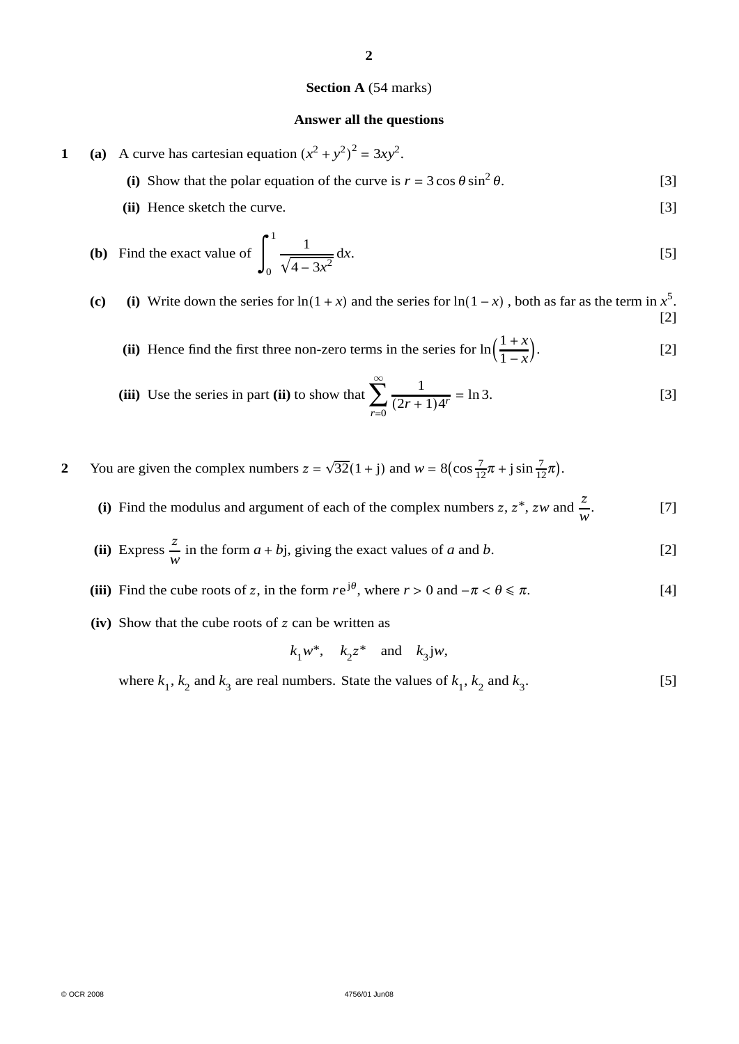**Section A** (54 marks)

**Answer all the questions**

**1** **(a)** A curve has cartesian equation $(x^2 + y^2)^2 = 3xy^2$.

**(i)** Show that the polar equation of the curve is $r = 3\cos\theta\sin^2\theta$. [3]

**(ii)** Hence sketch the curve. [3]

**(b)** Find the exact value of $\displaystyle\int_0^1 \frac{1}{\sqrt{4 - 3x^2}}\,dx$. [5]

**(c)** **(i)** Write down the series for $\ln(1 + x)$ and the series for $\ln(1 - x)$, both as far as the term in $x^5$. [2]

**(ii)** Hence find the first three non-zero terms in the series for $\ln\left(\dfrac{1+x}{1-x}\right)$. [2]

**(iii)** Use the series in part **(ii)** to show that $\displaystyle\sum_{r=0}^{\infty} \frac{1}{(2r+1)4^r} = \ln 3$. [3]

**2** You are given the complex numbers $z = \sqrt{32}(1 + \mathrm{j})$ and $w = 8\left(\cos\frac{7}{12}\pi + \mathrm{j}\sin\frac{7}{12}\pi\right)$.

**(i)** Find the modulus and argument of each of the complex numbers $z$, $z^*$, $zw$ and $\dfrac{z}{w}$. [7]

**(ii)** Express $\dfrac{z}{w}$ in the form $a + b\mathrm{j}$, giving the exact values of $a$ and $b$. [2]

**(iii)** Find the cube roots of $z$, in the form $r\mathrm{e}^{\mathrm{j}\theta}$, where $r > 0$ and $-\pi < \theta \leqslant \pi$. [4]

**(iv)** Show that the cube roots of $z$ can be written as

$$k_1 w^*, \quad k_2 z^* \quad \text{and} \quad k_3 \mathrm{j}w,$$

where $k_1$, $k_2$ and $k_3$ are real numbers. State the values of $k_1$, $k_2$ and $k_3$. [5]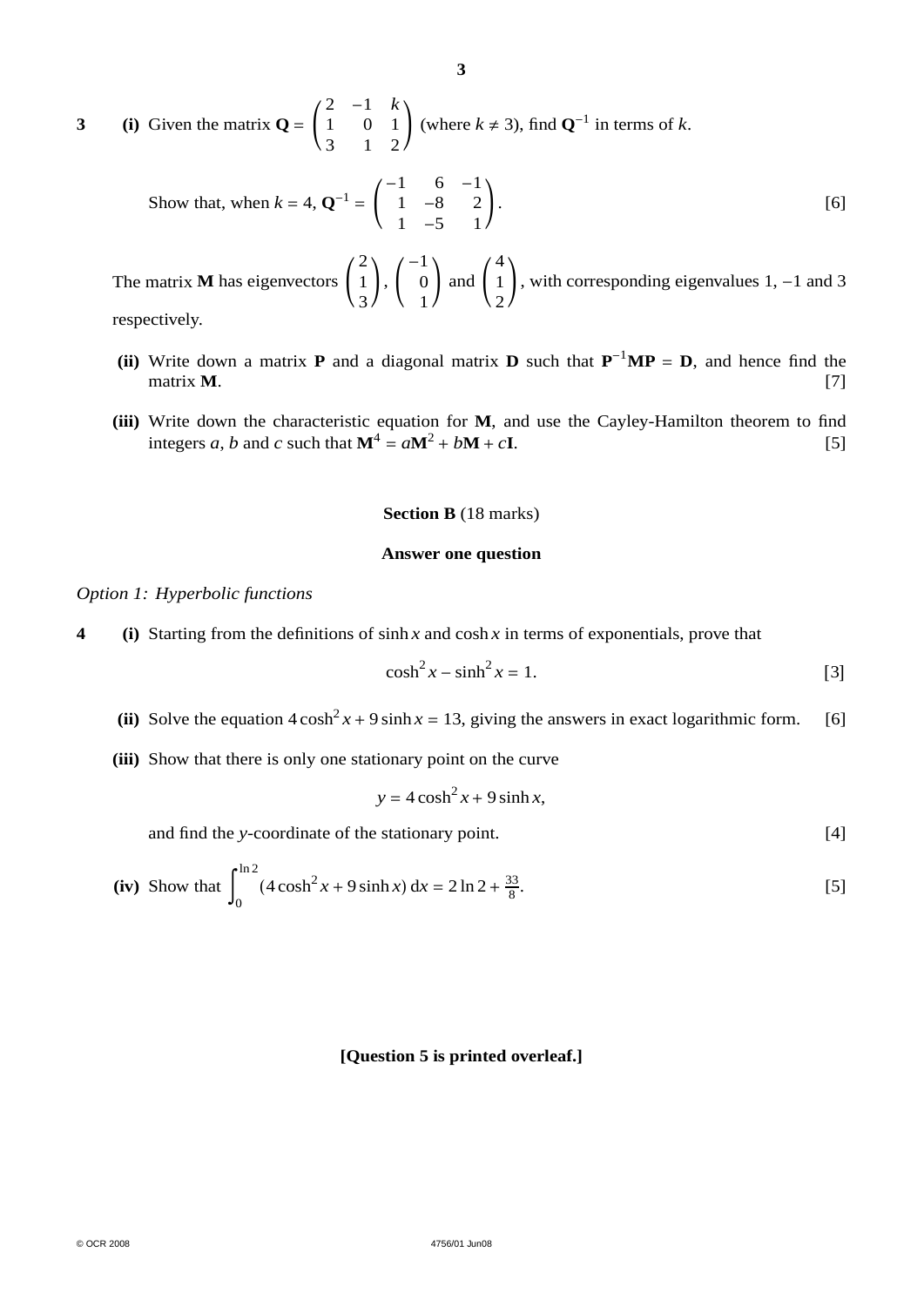**3** **(i)** Given the matrix $\mathbf{Q} = \begin{pmatrix} 2 & -1 & k \\ 1 & 0 & 1 \\ 3 & 1 & 2 \end{pmatrix}$ (where $k \neq 3$), find $\mathbf{Q}^{-1}$ in terms of $k$.

Show that, when $k = 4$, $\mathbf{Q}^{-1} = \begin{pmatrix} -1 & 6 & -1 \\ 1 & -8 & 2 \\ 1 & -5 & 1 \end{pmatrix}$. [6]

The matrix $\mathbf{M}$ has eigenvectors $\begin{pmatrix} 2 \\ 1 \\ 3 \end{pmatrix}$, $\begin{pmatrix} -1 \\ 0 \\ 1 \end{pmatrix}$ and $\begin{pmatrix} 4 \\ 1 \\ 2 \end{pmatrix}$, with corresponding eigenvalues 1, $-1$ and 3 respectively.

**(ii)** Write down a matrix $\mathbf{P}$ and a diagonal matrix $\mathbf{D}$ such that $\mathbf{P}^{-1}\mathbf{M}\mathbf{P} = \mathbf{D}$, and hence find the matrix $\mathbf{M}$. [7]

**(iii)** Write down the characteristic equation for $\mathbf{M}$, and use the Cayley-Hamilton theorem to find integers $a$, $b$ and $c$ such that $\mathbf{M}^4 = a\mathbf{M}^2 + b\mathbf{M} + c\mathbf{I}$. [5]

## Section B (18 marks)

**Answer one question**

*Option 1: Hyperbolic functions*

**4** **(i)** Starting from the definitions of $\sinh x$ and $\cosh x$ in terms of exponentials, prove that

$$\cosh^2 x - \sinh^2 x = 1.$$ [3]

**(ii)** Solve the equation $4\cosh^2 x + 9\sinh x = 13$, giving the answers in exact logarithmic form. [6]

**(iii)** Show that there is only one stationary point on the curve

$$y = 4\cosh^2 x + 9\sinh x,$$

and find the $y$-coordinate of the stationary point. [4]

**(iv)** Show that $\displaystyle\int_0^{\ln 2} (4\cosh^2 x + 9\sinh x)\,dx = 2\ln 2 + \tfrac{33}{8}$. [5]

**[Question 5 is printed overleaf.]**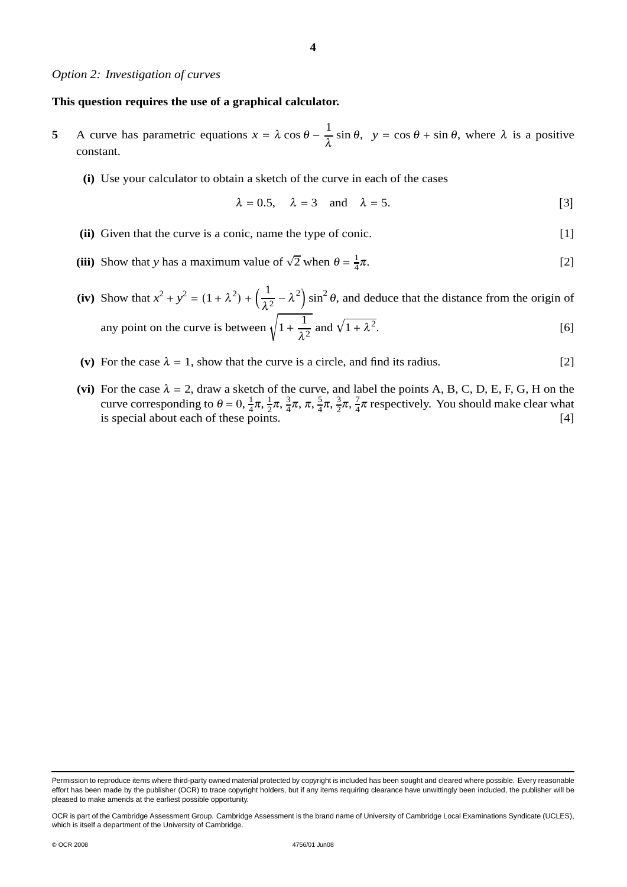*Option 2: Investigation of curves*

**This question requires the use of a graphical calculator.**

**5** A curve has parametric equations $x = \lambda \cos \theta - \dfrac{1}{\lambda} \sin \theta$, $y = \cos \theta + \sin \theta$, where $\lambda$ is a positive constant.

**(i)** Use your calculator to obtain a sketch of the curve in each of the cases

$$\lambda = 0.5, \quad \lambda = 3 \quad \text{and} \quad \lambda = 5. \qquad [3]$$

**(ii)** Given that the curve is a conic, name the type of conic. [1]

**(iii)** Show that $y$ has a maximum value of $\sqrt{2}$ when $\theta = \frac{1}{4}\pi$. [2]

**(iv)** Show that $x^2 + y^2 = (1 + \lambda^2) + \left(\dfrac{1}{\lambda^2} - \lambda^2\right) \sin^2 \theta$, and deduce that the distance from the origin of any point on the curve is between $\sqrt{1 + \dfrac{1}{\lambda^2}}$ and $\sqrt{1 + \lambda^2}$. [6]

**(v)** For the case $\lambda = 1$, show that the curve is a circle, and find its radius. [2]

**(vi)** For the case $\lambda = 2$, draw a sketch of the curve, and label the points A, B, C, D, E, F, G, H on the curve corresponding to $\theta = 0, \frac{1}{4}\pi, \frac{1}{2}\pi, \frac{3}{4}\pi, \pi, \frac{5}{4}\pi, \frac{3}{2}\pi, \frac{7}{4}\pi$ respectively. You should make clear what is special about each of these points. [4]

Permission to reproduce items where third-party owned material protected by copyright is included has been sought and cleared where possible. Every reasonable effort has been made by the publisher (OCR) to trace copyright holders, but if any items requiring clearance have unwittingly been included, the publisher will be pleased to make amends at the earliest possible opportunity.

OCR is part of the Cambridge Assessment Group. Cambridge Assessment is the brand name of University of Cambridge Local Examinations Syndicate (UCLES), which is itself a department of the University of Cambridge.